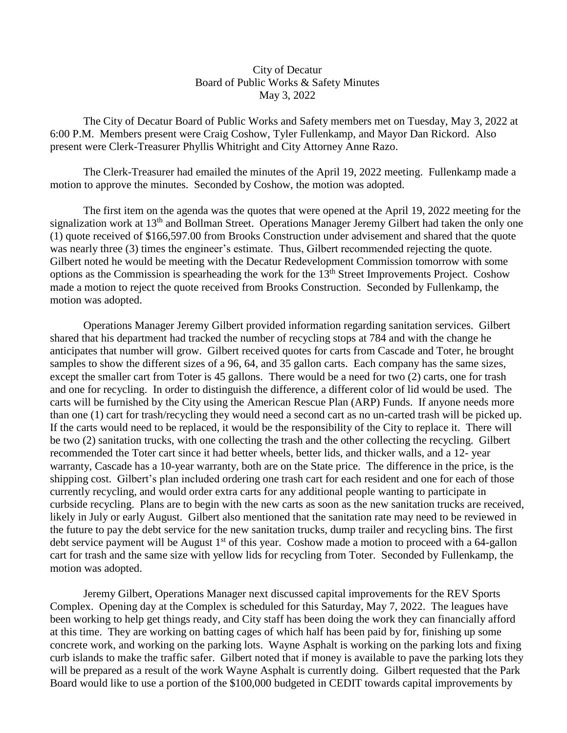City of Decatur
Board of Public Works & Safety Minutes
May 3, 2022

The City of Decatur Board of Public Works and Safety members met on Tuesday, May 3, 2022 at 6:00 P.M. Members present were Craig Coshow, Tyler Fullenkamp, and Mayor Dan Rickord. Also present were Clerk-Treasurer Phyllis Whitright and City Attorney Anne Razo.

The Clerk-Treasurer had emailed the minutes of the April 19, 2022 meeting. Fullenkamp made a motion to approve the minutes. Seconded by Coshow, the motion was adopted.

The first item on the agenda was the quotes that were opened at the April 19, 2022 meeting for the signalization work at 13th and Bollman Street. Operations Manager Jeremy Gilbert had taken the only one (1) quote received of $166,597.00 from Brooks Construction under advisement and shared that the quote was nearly three (3) times the engineer's estimate. Thus, Gilbert recommended rejecting the quote. Gilbert noted he would be meeting with the Decatur Redevelopment Commission tomorrow with some options as the Commission is spearheading the work for the 13th Street Improvements Project. Coshow made a motion to reject the quote received from Brooks Construction. Seconded by Fullenkamp, the motion was adopted.

Operations Manager Jeremy Gilbert provided information regarding sanitation services. Gilbert shared that his department had tracked the number of recycling stops at 784 and with the change he anticipates that number will grow. Gilbert received quotes for carts from Cascade and Toter, he brought samples to show the different sizes of a 96, 64, and 35 gallon carts. Each company has the same sizes, except the smaller cart from Toter is 45 gallons. There would be a need for two (2) carts, one for trash and one for recycling. In order to distinguish the difference, a different color of lid would be used. The carts will be furnished by the City using the American Rescue Plan (ARP) Funds. If anyone needs more than one (1) cart for trash/recycling they would need a second cart as no un-carted trash will be picked up. If the carts would need to be replaced, it would be the responsibility of the City to replace it. There will be two (2) sanitation trucks, with one collecting the trash and the other collecting the recycling. Gilbert recommended the Toter cart since it had better wheels, better lids, and thicker walls, and a 12- year warranty, Cascade has a 10-year warranty, both are on the State price. The difference in the price, is the shipping cost. Gilbert's plan included ordering one trash cart for each resident and one for each of those currently recycling, and would order extra carts for any additional people wanting to participate in curbside recycling. Plans are to begin with the new carts as soon as the new sanitation trucks are received, likely in July or early August. Gilbert also mentioned that the sanitation rate may need to be reviewed in the future to pay the debt service for the new sanitation trucks, dump trailer and recycling bins. The first debt service payment will be August 1st of this year. Coshow made a motion to proceed with a 64-gallon cart for trash and the same size with yellow lids for recycling from Toter. Seconded by Fullenkamp, the motion was adopted.

Jeremy Gilbert, Operations Manager next discussed capital improvements for the REV Sports Complex. Opening day at the Complex is scheduled for this Saturday, May 7, 2022. The leagues have been working to help get things ready, and City staff has been doing the work they can financially afford at this time. They are working on batting cages of which half has been paid by for, finishing up some concrete work, and working on the parking lots. Wayne Asphalt is working on the parking lots and fixing curb islands to make the traffic safer. Gilbert noted that if money is available to pave the parking lots they will be prepared as a result of the work Wayne Asphalt is currently doing. Gilbert requested that the Park Board would like to use a portion of the $100,000 budgeted in CEDIT towards capital improvements by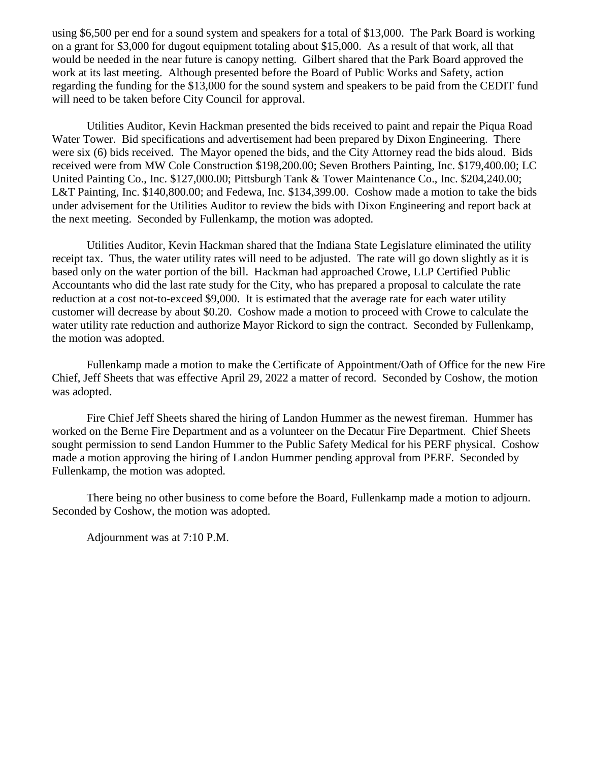using $6,500 per end for a sound system and speakers for a total of $13,000. The Park Board is working on a grant for $3,000 for dugout equipment totaling about $15,000. As a result of that work, all that would be needed in the near future is canopy netting. Gilbert shared that the Park Board approved the work at its last meeting. Although presented before the Board of Public Works and Safety, action regarding the funding for the $13,000 for the sound system and speakers to be paid from the CEDIT fund will need to be taken before City Council for approval.

Utilities Auditor, Kevin Hackman presented the bids received to paint and repair the Piqua Road Water Tower. Bid specifications and advertisement had been prepared by Dixon Engineering. There were six (6) bids received. The Mayor opened the bids, and the City Attorney read the bids aloud. Bids received were from MW Cole Construction $198,200.00; Seven Brothers Painting, Inc. $179,400.00; LC United Painting Co., Inc. $127,000.00; Pittsburgh Tank & Tower Maintenance Co., Inc. $204,240.00; L&T Painting, Inc. $140,800.00; and Fedewa, Inc. $134,399.00. Coshow made a motion to take the bids under advisement for the Utilities Auditor to review the bids with Dixon Engineering and report back at the next meeting. Seconded by Fullenkamp, the motion was adopted.

Utilities Auditor, Kevin Hackman shared that the Indiana State Legislature eliminated the utility receipt tax. Thus, the water utility rates will need to be adjusted. The rate will go down slightly as it is based only on the water portion of the bill. Hackman had approached Crowe, LLP Certified Public Accountants who did the last rate study for the City, who has prepared a proposal to calculate the rate reduction at a cost not-to-exceed $9,000. It is estimated that the average rate for each water utility customer will decrease by about $0.20. Coshow made a motion to proceed with Crowe to calculate the water utility rate reduction and authorize Mayor Rickord to sign the contract. Seconded by Fullenkamp, the motion was adopted.

Fullenkamp made a motion to make the Certificate of Appointment/Oath of Office for the new Fire Chief, Jeff Sheets that was effective April 29, 2022 a matter of record. Seconded by Coshow, the motion was adopted.

Fire Chief Jeff Sheets shared the hiring of Landon Hummer as the newest fireman. Hummer has worked on the Berne Fire Department and as a volunteer on the Decatur Fire Department. Chief Sheets sought permission to send Landon Hummer to the Public Safety Medical for his PERF physical. Coshow made a motion approving the hiring of Landon Hummer pending approval from PERF. Seconded by Fullenkamp, the motion was adopted.

There being no other business to come before the Board, Fullenkamp made a motion to adjourn. Seconded by Coshow, the motion was adopted.

Adjournment was at 7:10 P.M.